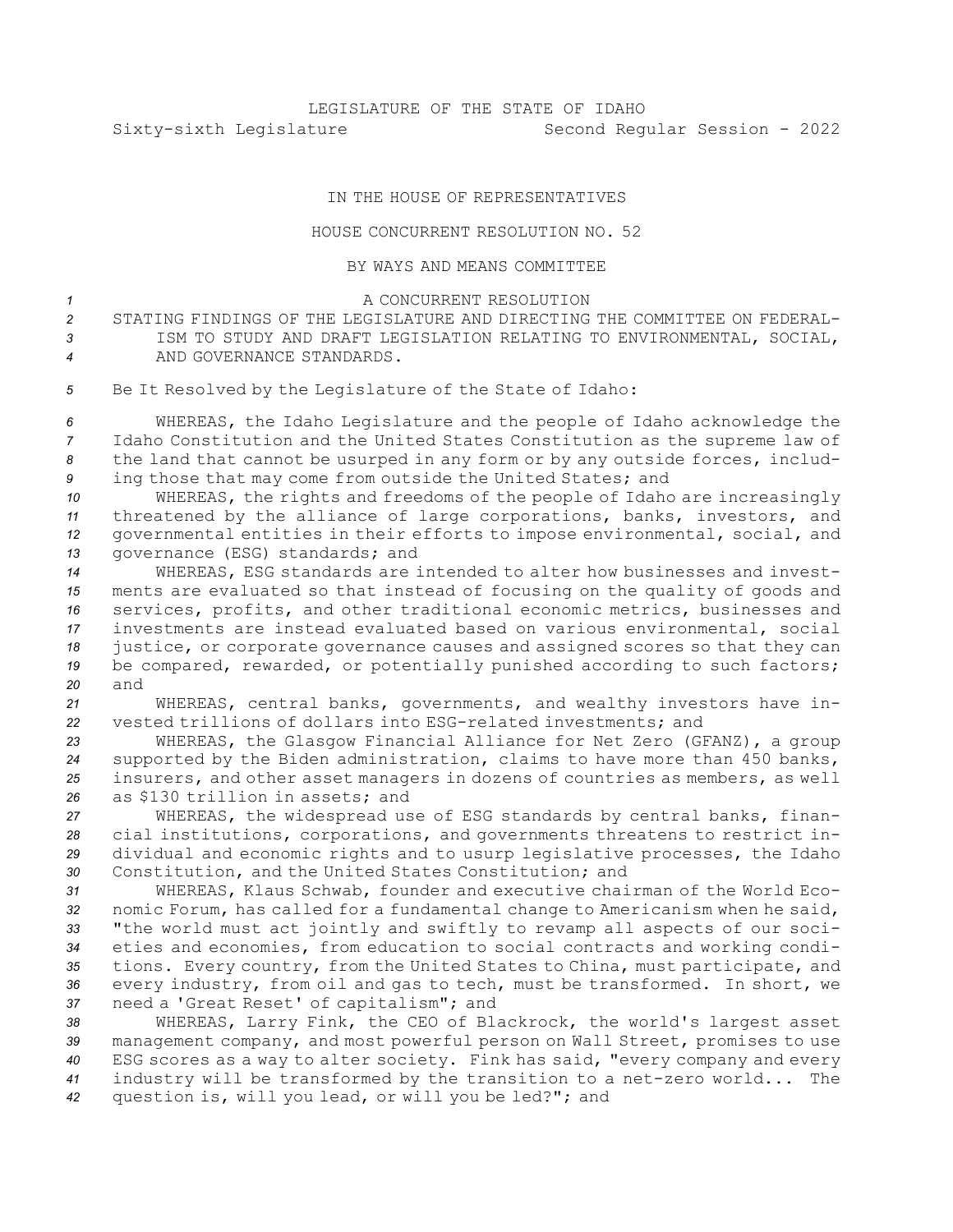LEGISLATURE OF THE STATE OF IDAHO

Sixty-sixth Legislature Second Regular Session - 2022

IN THE HOUSE OF REPRESENTATIVES

HOUSE CONCURRENT RESOLUTION NO. 52

BY WAYS AND MEANS COMMITTEE

A CONCURRENT RESOLUTION

STATING FINDINGS OF THE LEGISLATURE AND DIRECTING THE COMMITTEE ON FEDERALISM TO STUDY AND DRAFT LEGISLATION RELATING TO ENVIRONMENTAL, SOCIAL, AND GOVERNANCE STANDARDS.

Be It Resolved by the Legislature of the State of Idaho:

WHEREAS, the Idaho Legislature and the people of Idaho acknowledge the Idaho Constitution and the United States Constitution as the supreme law of the land that cannot be usurped in any form or by any outside forces, including those that may come from outside the United States; and

WHEREAS, the rights and freedoms of the people of Idaho are increasingly threatened by the alliance of large corporations, banks, investors, and governmental entities in their efforts to impose environmental, social, and governance (ESG) standards; and

WHEREAS, ESG standards are intended to alter how businesses and investments are evaluated so that instead of focusing on the quality of goods and services, profits, and other traditional economic metrics, businesses and investments are instead evaluated based on various environmental, social justice, or corporate governance causes and assigned scores so that they can be compared, rewarded, or potentially punished according to such factors; and

WHEREAS, central banks, governments, and wealthy investors have invested trillions of dollars into ESG-related investments; and

WHEREAS, the Glasgow Financial Alliance for Net Zero (GFANZ), a group supported by the Biden administration, claims to have more than 450 banks, insurers, and other asset managers in dozens of countries as members, as well as $130 trillion in assets; and

WHEREAS, the widespread use of ESG standards by central banks, financial institutions, corporations, and governments threatens to restrict individual and economic rights and to usurp legislative processes, the Idaho Constitution, and the United States Constitution; and

WHEREAS, Klaus Schwab, founder and executive chairman of the World Economic Forum, has called for a fundamental change to Americanism when he said, "the world must act jointly and swiftly to revamp all aspects of our societies and economies, from education to social contracts and working conditions. Every country, from the United States to China, must participate, and every industry, from oil and gas to tech, must be transformed. In short, we need a 'Great Reset' of capitalism"; and

WHEREAS, Larry Fink, the CEO of Blackrock, the world's largest asset management company, and most powerful person on Wall Street, promises to use ESG scores as a way to alter society. Fink has said, "every company and every industry will be transformed by the transition to a net-zero world... The question is, will you lead, or will you be led?"; and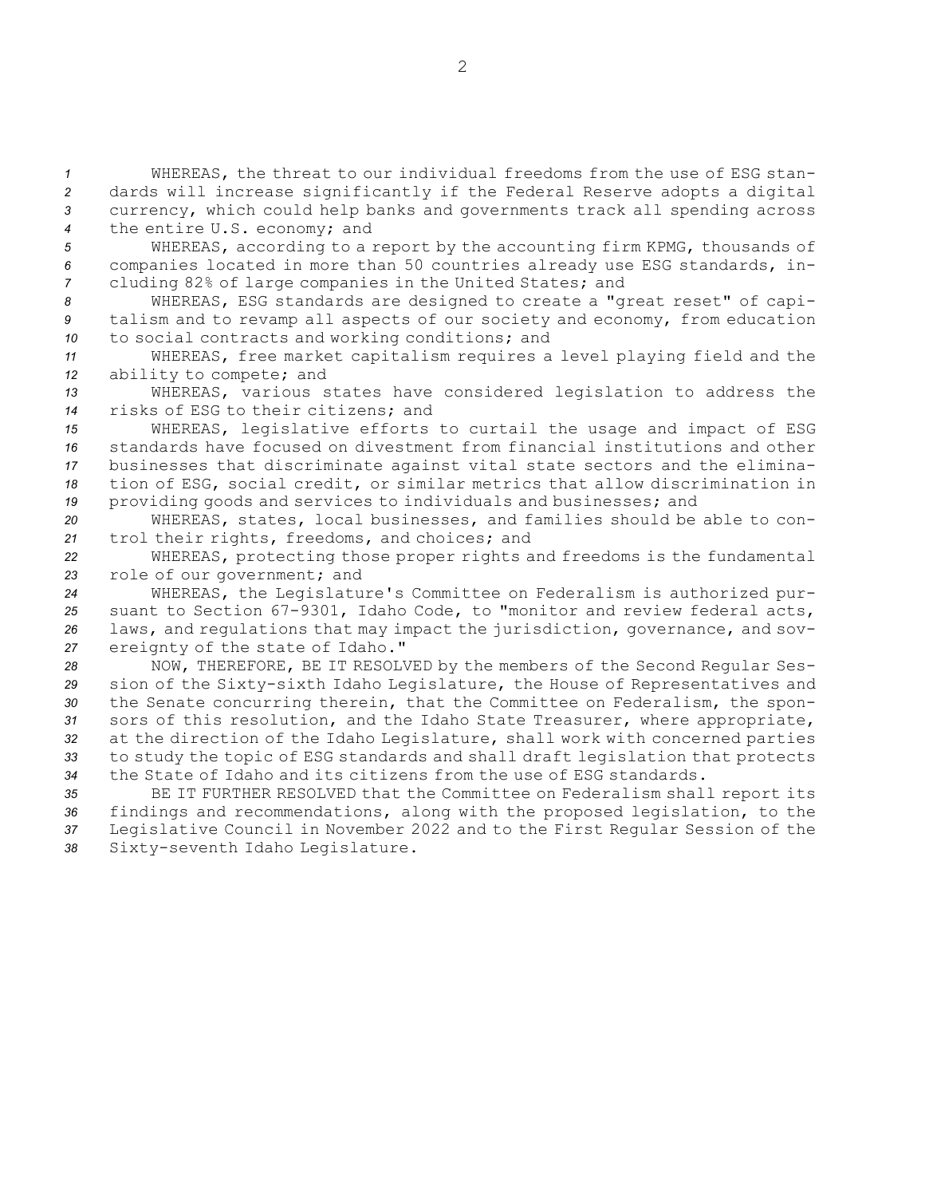WHEREAS, the threat to our individual freedoms from the use of ESG standards will increase significantly if the Federal Reserve adopts a digital currency, which could help banks and governments track all spending across the entire U.S. economy; and

WHEREAS, according to a report by the accounting firm KPMG, thousands of companies located in more than 50 countries already use ESG standards, including 82% of large companies in the United States; and

WHEREAS, ESG standards are designed to create a "great reset" of capitalism and to revamp all aspects of our society and economy, from education to social contracts and working conditions; and

WHEREAS, free market capitalism requires a level playing field and the ability to compete; and

WHEREAS, various states have considered legislation to address the risks of ESG to their citizens; and

WHEREAS, legislative efforts to curtail the usage and impact of ESG standards have focused on divestment from financial institutions and other businesses that discriminate against vital state sectors and the elimination of ESG, social credit, or similar metrics that allow discrimination in providing goods and services to individuals and businesses; and

WHEREAS, states, local businesses, and families should be able to control their rights, freedoms, and choices; and

WHEREAS, protecting those proper rights and freedoms is the fundamental role of our government; and

WHEREAS, the Legislature's Committee on Federalism is authorized pursuant to Section 67-9301, Idaho Code, to "monitor and review federal acts, laws, and regulations that may impact the jurisdiction, governance, and sovereignty of the state of Idaho."

NOW, THEREFORE, BE IT RESOLVED by the members of the Second Regular Session of the Sixty-sixth Idaho Legislature, the House of Representatives and the Senate concurring therein, that the Committee on Federalism, the sponsors of this resolution, and the Idaho State Treasurer, where appropriate, at the direction of the Idaho Legislature, shall work with concerned parties to study the topic of ESG standards and shall draft legislation that protects the State of Idaho and its citizens from the use of ESG standards.

BE IT FURTHER RESOLVED that the Committee on Federalism shall report its findings and recommendations, along with the proposed legislation, to the Legislative Council in November 2022 and to the First Regular Session of the Sixty-seventh Idaho Legislature.